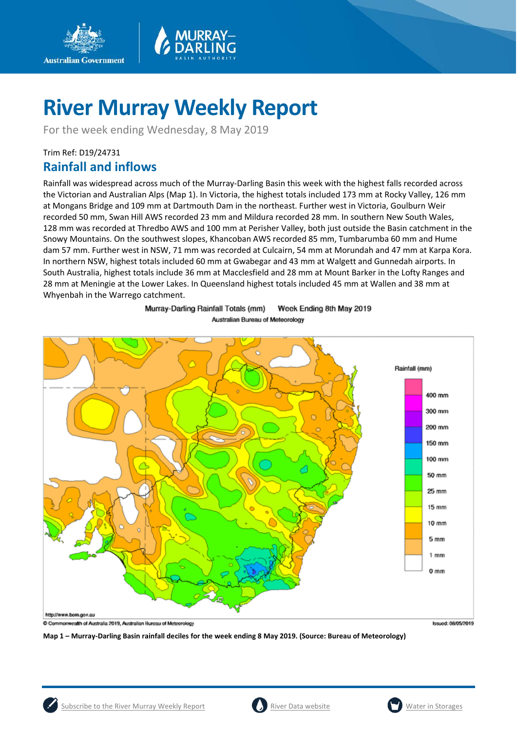# River Murray Weekly Report

For the week ending Wednesday, 8 May 2019

Trim Ref: D19/24731

## Rainfall and inflows

Rainfall was widespread across much of the Murray-Darling Basin this week with the highest falls recorded across the Victorian and Australian Alps (Map 1). In Victoria, the highest totals included 173 mm at Rocky Valley, 126 mm at Mongans Bridge and 109 mm at Dartmouth Dam in the northeast. Further west in Victoria, Goulburn Weir recorded 50 mm, Swan Hill AWS recorded 23 mm and Mildura recorded 28 mm. In southern New South Wales, 128 mm was recorded at Thredbo AWS and 100 mm at Perisher Valley, both just outside the Basin catchment in the Snowy Mountains. On the southwest slopes, Khancoban AWS recorded 85 mm, Tumbarumba 60 mm and Hume dam 57 mm. Further west in NSW, 71 mm was recorded at Culcairn, 54 mm at Morundah and 47 mm at Karpa Kora. In northern NSW, highest totals included 60 mm at Gwabegar and 43 mm at Walgett and Gunnedah airports. In South Australia, highest totals include 36 mm at Macclesfield and 28 mm at Mount Barker in the Lofty Ranges and 28 mm at Meningie at the Lower Lakes. In Queensland highest totals included 45 mm at Wallen and 38 mm at Whyenbah in the Warrego catchment.

**Map 1 – Murray-Darling Basin rainfall deciles for the week ending 8 May 2019. (Source: Bureau of Meteorology)**

Subscribe to the River Murray Weekly Report | River Data website | Water in Storages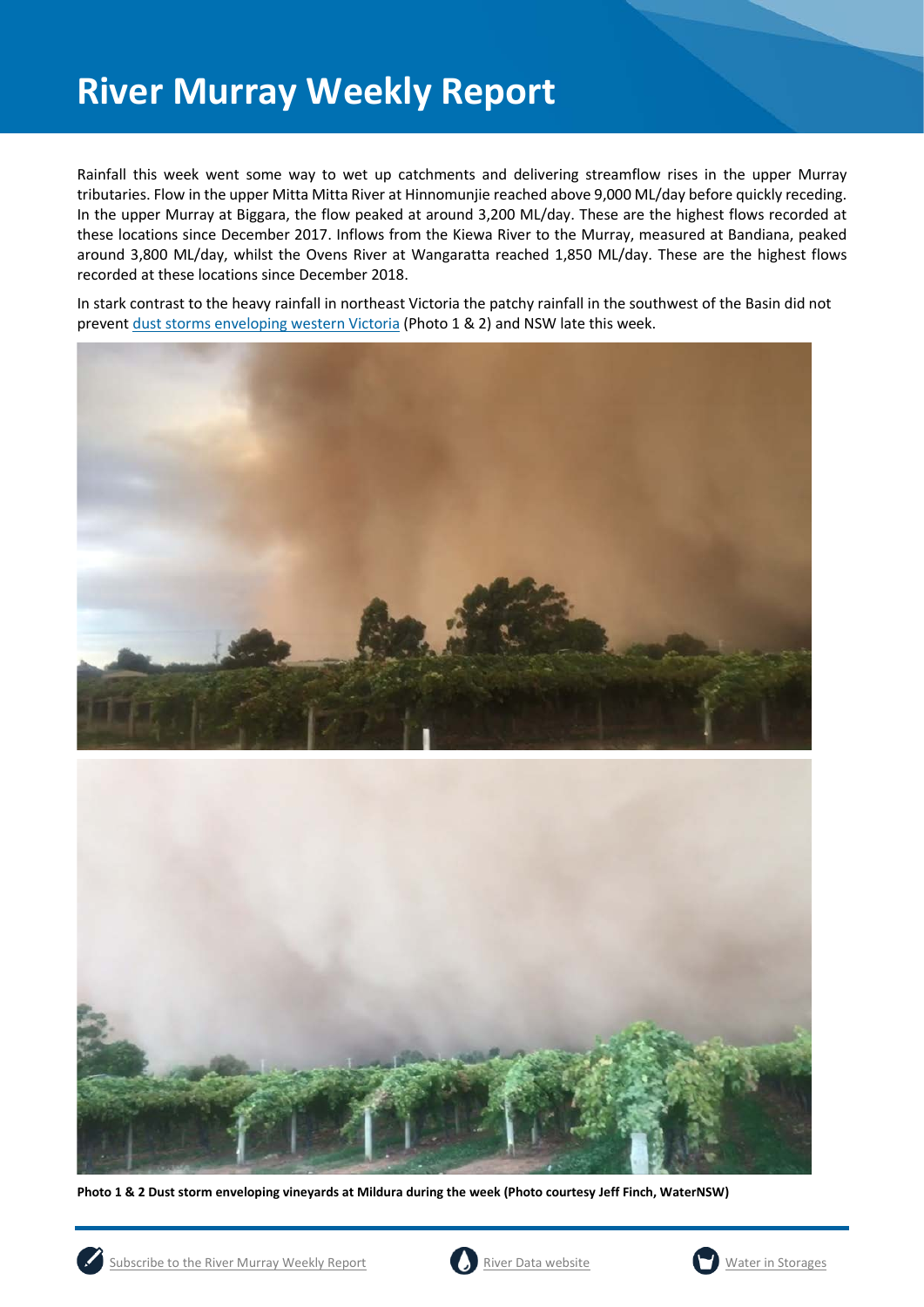# River Murray Weekly Report

Rainfall this week went some way to wet up catchments and delivering streamflow rises in the upper Murray tributaries. Flow in the upper Mitta Mitta River at Hinnomunjie reached above 9,000 ML/day before quickly receding. In the upper Murray at Biggara, the flow peaked at around 3,200 ML/day. These are the highest flows recorded at these locations since December 2017. Inflows from the Kiewa River to the Murray, measured at Bandiana, peaked around 3,800 ML/day, whilst the Ovens River at Wangaratta reached 1,850 ML/day. These are the highest flows recorded at these locations since December 2018.

In stark contrast to the heavy rainfall in northeast Victoria the patchy rainfall in the southwest of the Basin did not prevent dust storms enveloping western Victoria (Photo 1 & 2) and NSW late this week.

**Photo 1 & 2 Dust storm enveloping vineyards at Mildura during the week (Photo courtesy Jeff Finch, WaterNSW)**

Subscribe to the River Murray Weekly Report | River Data website | Water in Storages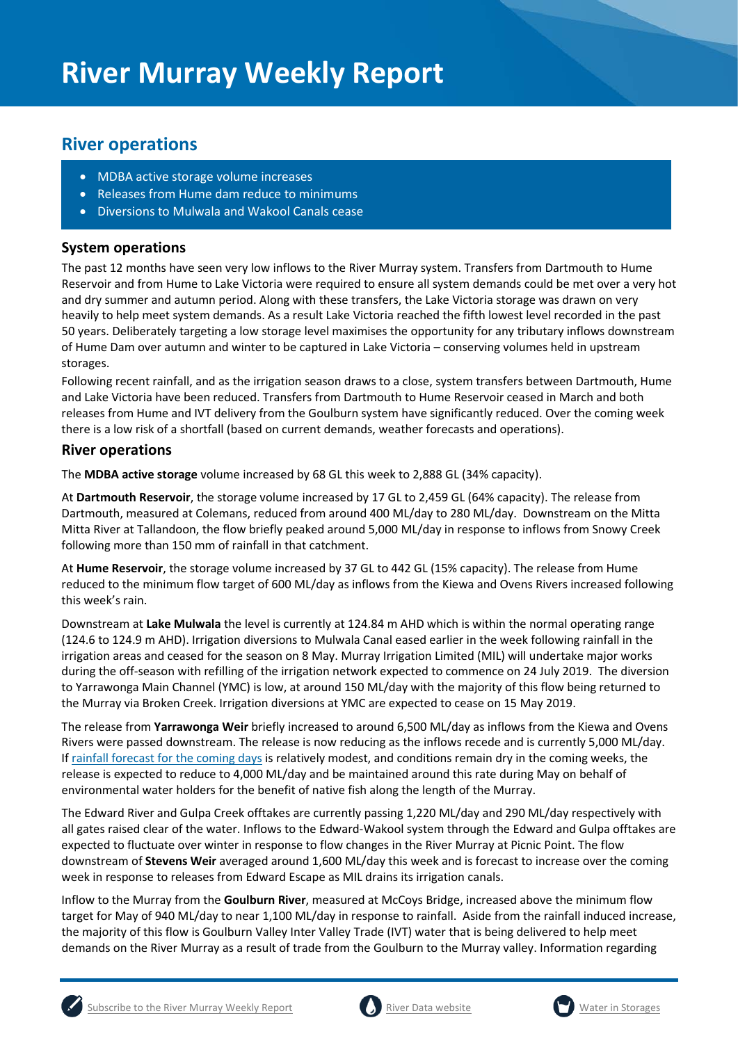# River Murray Weekly Report

## River operations

- MDBA active storage volume increases
- Releases from Hume dam reduce to minimums
- Diversions to Mulwala and Wakool Canals cease

### System operations

The past 12 months have seen very low inflows to the River Murray system. Transfers from Dartmouth to Hume Reservoir and from Hume to Lake Victoria were required to ensure all system demands could be met over a very hot and dry summer and autumn period. Along with these transfers, the Lake Victoria storage was drawn on very heavily to help meet system demands. As a result Lake Victoria reached the fifth lowest level recorded in the past 50 years. Deliberately targeting a low storage level maximises the opportunity for any tributary inflows downstream of Hume Dam over autumn and winter to be captured in Lake Victoria – conserving volumes held in upstream storages.

Following recent rainfall, and as the irrigation season draws to a close, system transfers between Dartmouth, Hume and Lake Victoria have been reduced. Transfers from Dartmouth to Hume Reservoir ceased in March and both releases from Hume and IVT delivery from the Goulburn system have significantly reduced. Over the coming week there is a low risk of a shortfall (based on current demands, weather forecasts and operations).

### River operations

The **MDBA active storage** volume increased by 68 GL this week to 2,888 GL (34% capacity).

At **Dartmouth Reservoir**, the storage volume increased by 17 GL to 2,459 GL (64% capacity). The release from Dartmouth, measured at Colemans, reduced from around 400 ML/day to 280 ML/day. Downstream on the Mitta Mitta River at Tallandoon, the flow briefly peaked around 5,000 ML/day in response to inflows from Snowy Creek following more than 150 mm of rainfall in that catchment.

At **Hume Reservoir**, the storage volume increased by 37 GL to 442 GL (15% capacity). The release from Hume reduced to the minimum flow target of 600 ML/day as inflows from the Kiewa and Ovens Rivers increased following this week's rain.

Downstream at **Lake Mulwala** the level is currently at 124.84 m AHD which is within the normal operating range (124.6 to 124.9 m AHD). Irrigation diversions to Mulwala Canal eased earlier in the week following rainfall in the irrigation areas and ceased for the season on 8 May. Murray Irrigation Limited (MIL) will undertake major works during the off-season with refilling of the irrigation network expected to commence on 24 July 2019. The diversion to Yarrawonga Main Channel (YMC) is low, at around 150 ML/day with the majority of this flow being returned to the Murray via Broken Creek. Irrigation diversions at YMC are expected to cease on 15 May 2019.

The release from **Yarrawonga Weir** briefly increased to around 6,500 ML/day as inflows from the Kiewa and Ovens Rivers were passed downstream. The release is now reducing as the inflows recede and is currently 5,000 ML/day. If rainfall forecast for the coming days is relatively modest, and conditions remain dry in the coming weeks, the release is expected to reduce to 4,000 ML/day and be maintained around this rate during May on behalf of environmental water holders for the benefit of native fish along the length of the Murray.

The Edward River and Gulpa Creek offtakes are currently passing 1,220 ML/day and 290 ML/day respectively with all gates raised clear of the water. Inflows to the Edward-Wakool system through the Edward and Gulpa offtakes are expected to fluctuate over winter in response to flow changes in the River Murray at Picnic Point. The flow downstream of **Stevens Weir** averaged around 1,600 ML/day this week and is forecast to increase over the coming week in response to releases from Edward Escape as MIL drains its irrigation canals.

Inflow to the Murray from the **Goulburn River**, measured at McCoys Bridge, increased above the minimum flow target for May of 940 ML/day to near 1,100 ML/day in response to rainfall. Aside from the rainfall induced increase, the majority of this flow is Goulburn Valley Inter Valley Trade (IVT) water that is being delivered to help meet demands on the River Murray as a result of trade from the Goulburn to the Murray valley. Information regarding

Subscribe to the River Murray Weekly Report | River Data website | Water in Storages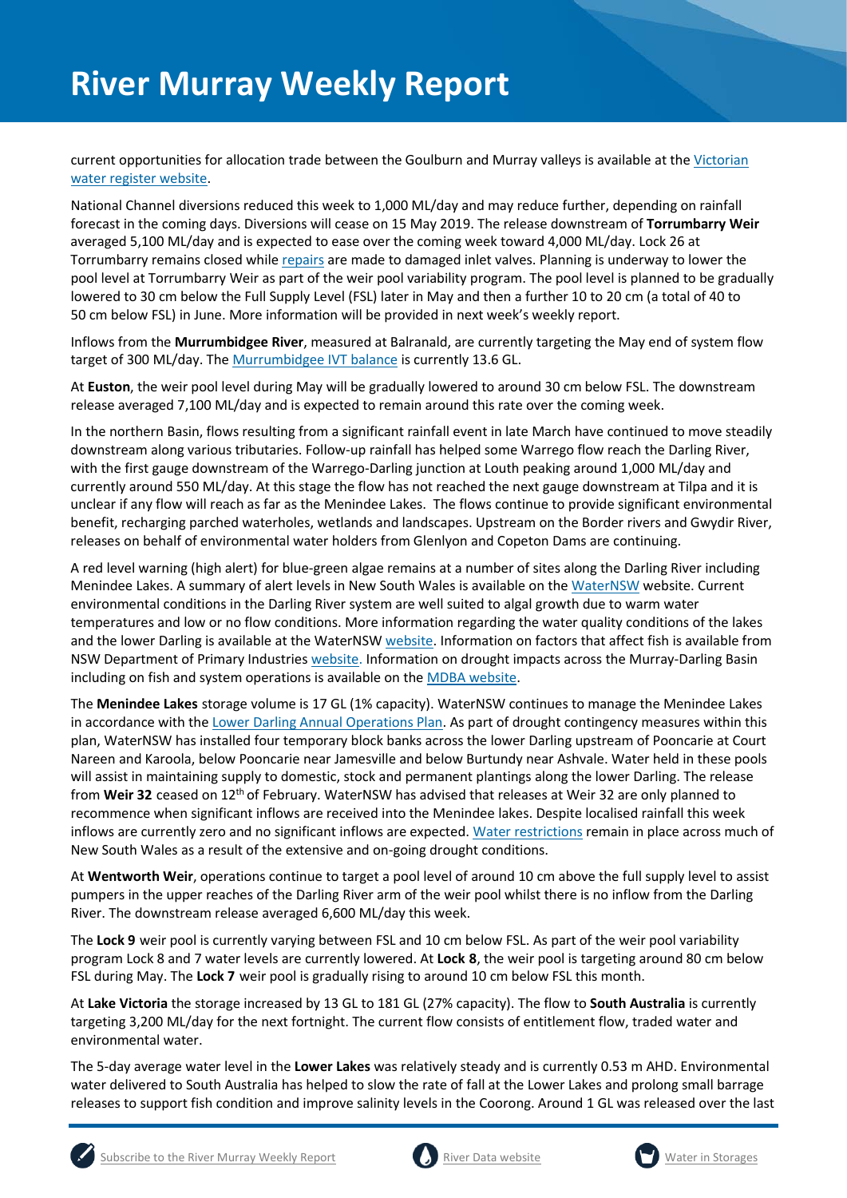current opportunities for allocation trade between the Goulburn and Murray valleys is available at the [Victorian water register website](#).

National Channel diversions reduced this week to 1,000 ML/day and may reduce further, depending on rainfall forecast in the coming days. Diversions will cease on 15 May 2019. The release downstream of **Torrumbarry Weir** averaged 5,100 ML/day and is expected to ease over the coming week toward 4,000 ML/day. Lock 26 at Torrumbarry remains closed while [repairs](#) are made to damaged inlet valves. Planning is underway to lower the pool level at Torrumbarry Weir as part of the weir pool variability program. The pool level is planned to be gradually lowered to 30 cm below the Full Supply Level (FSL) later in May and then a further 10 to 20 cm (a total of 40 to 50 cm below FSL) in June. More information will be provided in next week's weekly report.

Inflows from the **Murrumbidgee River**, measured at Balranald, are currently targeting the May end of system flow target of 300 ML/day. The [Murrumbidgee IVT balance](#) is currently 13.6 GL.

At **Euston**, the weir pool level during May will be gradually lowered to around 30 cm below FSL. The downstream release averaged 7,100 ML/day and is expected to remain around this rate over the coming week.

In the northern Basin, flows resulting from a significant rainfall event in late March have continued to move steadily downstream along various tributaries. Follow-up rainfall has helped some Warrego flow reach the Darling River, with the first gauge downstream of the Warrego-Darling junction at Louth peaking around 1,000 ML/day and currently around 550 ML/day. At this stage the flow has not reached the next gauge downstream at Tilpa and it is unclear if any flow will reach as far as the Menindee Lakes. The flows continue to provide significant environmental benefit, recharging parched waterholes, wetlands and landscapes. Upstream on the Border rivers and Gwydir River, releases on behalf of environmental water holders from Glenlyon and Copeton Dams are continuing.

A red level warning (high alert) for blue-green algae remains at a number of sites along the Darling River including Menindee Lakes. A summary of alert levels in New South Wales is available on the [WaterNSW](#) website. Current environmental conditions in the Darling River system are well suited to algal growth due to warm water temperatures and low or no flow conditions. More information regarding the water quality conditions of the lakes and the lower Darling is available at the WaterNSW [website](#). Information on factors that affect fish is available from NSW Department of Primary Industries [website](#). Information on drought impacts across the Murray-Darling Basin including on fish and system operations is available on the [MDBA website](#).

The **Menindee Lakes** storage volume is 17 GL (1% capacity). WaterNSW continues to manage the Menindee Lakes in accordance with the [Lower Darling Annual Operations Plan](#). As part of drought contingency measures within this plan, WaterNSW has installed four temporary block banks across the lower Darling upstream of Pooncarie at Court Nareen and Karoola, below Pooncarie near Jamesville and below Burtundy near Ashvale. Water held in these pools will assist in maintaining supply to domestic, stock and permanent plantings along the lower Darling. The release from **Weir 32** ceased on 12th of February. WaterNSW has advised that releases at Weir 32 are only planned to recommence when significant inflows are received into the Menindee lakes. Despite localised rainfall this week inflows are currently zero and no significant inflows are expected. [Water restrictions](#) remain in place across much of New South Wales as a result of the extensive and on-going drought conditions.

At **Wentworth Weir**, operations continue to target a pool level of around 10 cm above the full supply level to assist pumpers in the upper reaches of the Darling River arm of the weir pool whilst there is no inflow from the Darling River. The downstream release averaged 6,600 ML/day this week.

The **Lock 9** weir pool is currently varying between FSL and 10 cm below FSL. As part of the weir pool variability program Lock 8 and 7 water levels are currently lowered. At **Lock 8**, the weir pool is targeting around 80 cm below FSL during May. The **Lock 7** weir pool is gradually rising to around 10 cm below FSL this month.

At **Lake Victoria** the storage increased by 13 GL to 181 GL (27% capacity). The flow to **South Australia** is currently targeting 3,200 ML/day for the next fortnight. The current flow consists of entitlement flow, traded water and environmental water.

The 5-day average water level in the **Lower Lakes** was relatively steady and is currently 0.53 m AHD. Environmental water delivered to South Australia has helped to slow the rate of fall at the Lower Lakes and prolong small barrage releases to support fish condition and improve salinity levels in the Coorong. Around 1 GL was released over the last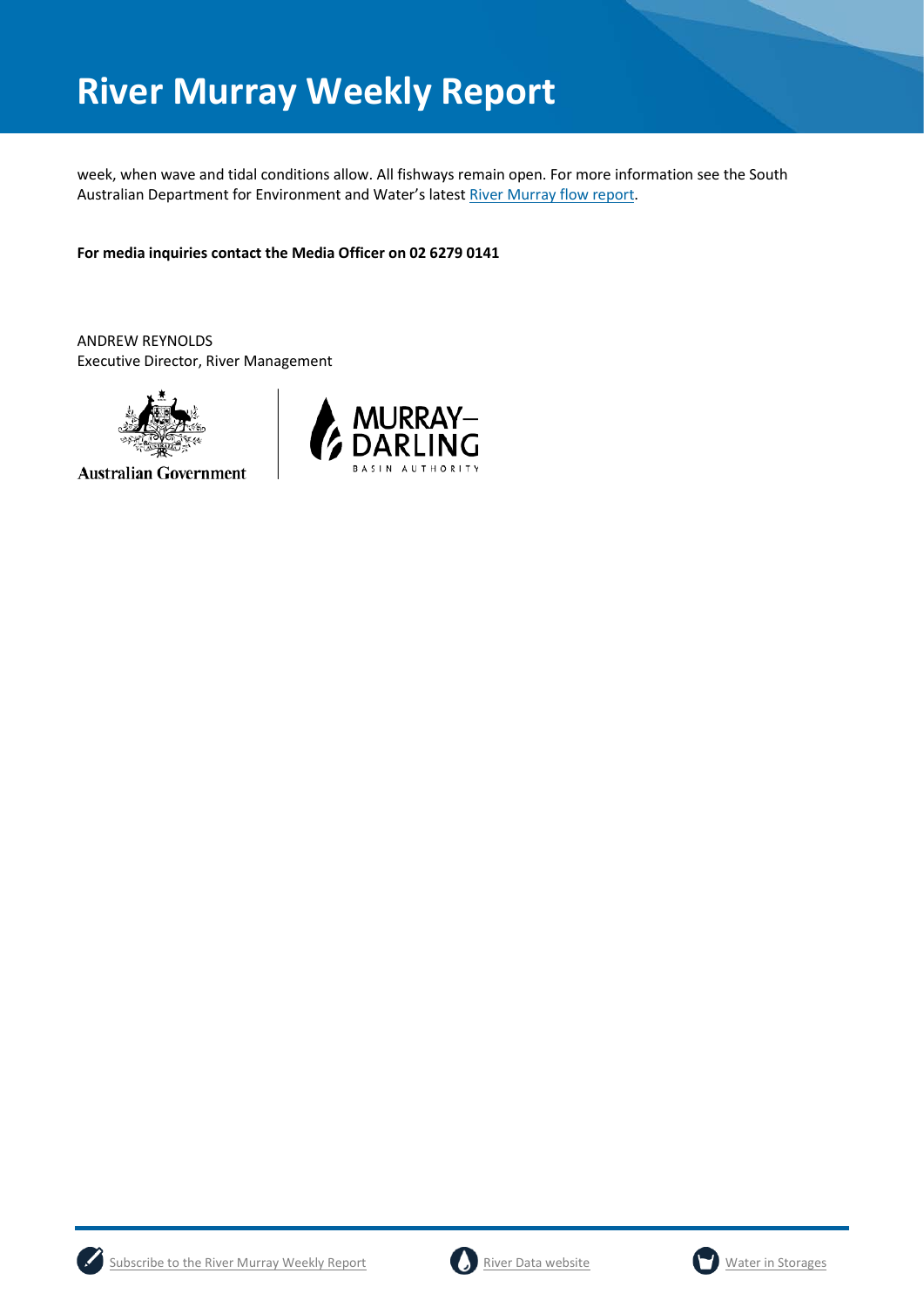week, when wave and tidal conditions allow. All fishways remain open. For more information see the South Australian Department for Environment and Water's latest River Murray flow report.

**For media inquiries contact the Media Officer on 02 6279 0141**

ANDREW REYNOLDS
Executive Director, River Management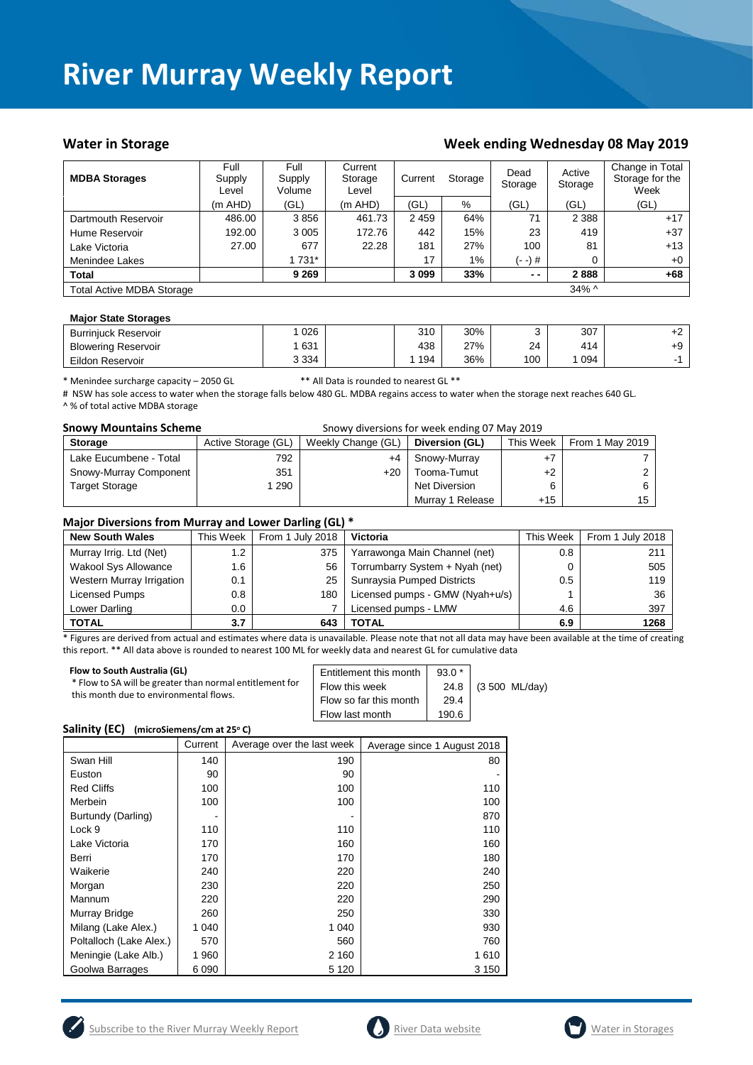# River Murray Weekly Report

## Water in Storage

## Week ending Wednesday 08 May 2019

| MDBA Storages | Full Supply Level | Full Supply Volume | Current Storage Level | Current | Storage | Dead Storage | Active Storage | Change in Total Storage for the Week |
|---|---|---|---|---|---|---|---|---|
| | (m AHD) | (GL) | (m AHD) | (GL) | % | (GL) | (GL) | (GL) |
| Dartmouth Reservoir | 486.00 | 3 856 | 461.73 | 2 459 | 64% | 71 | 2 388 | +17 |
| Hume Reservoir | 192.00 | 3 005 | 172.76 | 442 | 15% | 23 | 419 | +37 |
| Lake Victoria | 27.00 | 677 | 22.28 | 181 | 27% | 100 | 81 | +13 |
| Menindee Lakes | | 1 731* | | 17 | 1% | (- -) # | 0 | +0 |
| **Total** | | **9 269** | | **3 099** | **33%** | **- -** | **2 888** | **+68** |
| Total Active MDBA Storage | | | | | | | 34% ^ | |

**Major State Storages**

| | | | | | | | |
|---|---|---|---|---|---|---|---|
| Burrinjuck Reservoir | 1 026 | | 310 | 30% | 3 | 307 | +2 |
| Blowering Reservoir | 1 631 | | 438 | 27% | 24 | 414 | +9 |
| Eildon Reservoir | 3 334 | | 1 194 | 36% | 100 | 1 094 | -1 |

\* Menindee surcharge capacity – 2050 GL ** All Data is rounded to nearest GL **

\# NSW has sole access to water when the storage falls below 480 GL. MDBA regains access to water when the storage next reaches 640 GL.

^ % of total active MDBA storage

**Snowy Mountains Scheme** Snowy diversions for week ending 07 May 2019

| Storage | Active Storage (GL) | Weekly Change (GL) | Diversion (GL) | This Week | From 1 May 2019 |
|---|---|---|---|---|---|
| Lake Eucumbene - Total | 792 | +4 | Snowy-Murray | +7 | 7 |
| Snowy-Murray Component | 351 | +20 | Tooma-Tumut | +2 | 2 |
| Target Storage | 1 290 | | Net Diversion | 6 | 6 |
| | | | Murray 1 Release | +15 | 15 |

**Major Diversions from Murray and Lower Darling (GL) \***

| New South Wales | This Week | From 1 July 2018 | Victoria | This Week | From 1 July 2018 |
|---|---|---|---|---|---|
| Murray Irrig. Ltd (Net) | 1.2 | 375 | Yarrawonga Main Channel (net) | 0.8 | 211 |
| Wakool Sys Allowance | 1.6 | 56 | Torrumbarry System + Nyah (net) | 0 | 505 |
| Western Murray Irrigation | 0.1 | 25 | Sunraysia Pumped Districts | 0.5 | 119 |
| Licensed Pumps | 0.8 | 180 | Licensed pumps - GMW (Nyah+u/s) | 1 | 36 |
| Lower Darling | 0.0 | 7 | Licensed pumps - LMW | 4.6 | 397 |
| **TOTAL** | **3.7** | **643** | **TOTAL** | **6.9** | **1268** |

\* Figures are derived from actual and estimates where data is unavailable. Please note that not all data may have been available at the time of creating this report. ** All data above is rounded to nearest 100 ML for weekly data and nearest GL for cumulative data

**Flow to South Australia (GL)**

\* Flow to SA will be greater than normal entitlement for this month due to environmental flows.

| | | |
|---|---|---|
| Entitlement this month | 93.0 * | |
| Flow this week | 24.8 | (3 500 ML/day) |
| Flow so far this month | 29.4 | |
| Flow last month | 190.6 | |

**Salinity (EC)** (microSiemens/cm at 25° C)

| | Current | Average over the last week | Average since 1 August 2018 |
|---|---|---|---|
| Swan Hill | 140 | 190 | 80 |
| Euston | 90 | 90 | - |
| Red Cliffs | 100 | 100 | 110 |
| Merbein | 100 | 100 | 100 |
| Burtundy (Darling) | - | - | 870 |
| Lock 9 | 110 | 110 | 110 |
| Lake Victoria | 170 | 160 | 160 |
| Berri | 170 | 170 | 180 |
| Waikerie | 240 | 220 | 240 |
| Morgan | 230 | 220 | 250 |
| Mannum | 220 | 220 | 290 |
| Murray Bridge | 260 | 250 | 330 |
| Milang (Lake Alex.) | 1 040 | 1 040 | 930 |
| Poltalloch (Lake Alex.) | 570 | 560 | 760 |
| Meningie (Lake Alb.) | 1 960 | 2 160 | 1 610 |
| Goolwa Barrages | 6 090 | 5 120 | 3 150 |

Subscribe to the River Murray Weekly Report River Data website Water in Storages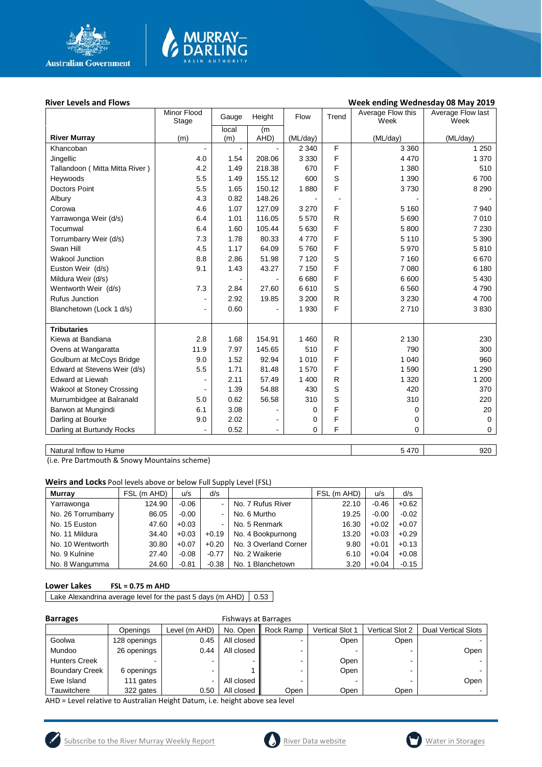## River Levels and Flows

**Week ending Wednesday 08 May 2019**

| River Murray | Minor Flood Stage (m) | Gauge local (m) | Height (m AHD) | Flow (ML/day) | Trend | Average Flow this Week (ML/day) | Average Flow last Week (ML/day) |
|---|---|---|---|---|---|---|---|
| Khancoban | - | - | - | 2 340 | F | 3 360 | 1 250 |
| Jingellic | 4.0 | 1.54 | 208.06 | 3 330 | F | 4 470 | 1 370 |
| Tallandoon ( Mitta Mitta River ) | 4.2 | 1.49 | 218.38 | 670 | F | 1 380 | 510 |
| Heywoods | 5.5 | 1.49 | 155.12 | 600 | S | 1 390 | 6 700 |
| Doctors Point | 5.5 | 1.65 | 150.12 | 1 880 | F | 3 730 | 8 290 |
| Albury | 4.3 | 0.82 | 148.26 | - | - | - | - |
| Corowa | 4.6 | 1.07 | 127.09 | 3 270 | F | 5 160 | 7 940 |
| Yarrawonga Weir (d/s) | 6.4 | 1.01 | 116.05 | 5 570 | R | 5 690 | 7 010 |
| Tocumwal | 6.4 | 1.60 | 105.44 | 5 630 | F | 5 800 | 7 230 |
| Torrumbarry Weir (d/s) | 7.3 | 1.78 | 80.33 | 4 770 | F | 5 110 | 5 390 |
| Swan Hill | 4.5 | 1.17 | 64.09 | 5 760 | F | 5 970 | 5 810 |
| Wakool Junction | 8.8 | 2.86 | 51.98 | 7 120 | S | 7 160 | 6 670 |
| Euston Weir (d/s) | 9.1 | 1.43 | 43.27 | 7 150 | F | 7 080 | 6 180 |
| Mildura Weir (d/s) | | - | - | 6 680 | F | 6 600 | 5 430 |
| Wentworth Weir (d/s) | 7.3 | 2.84 | 27.60 | 6 610 | S | 6 560 | 4 790 |
| Rufus Junction | - | 2.92 | 19.85 | 3 200 | R | 3 230 | 4 700 |
| Blanchetown (Lock 1 d/s) | - | 0.60 | - | 1 930 | F | 2 710 | 3 830 |
| **Tributaries** | | | | | | | |
| Kiewa at Bandiana | 2.8 | 1.68 | 154.91 | 1 460 | R | 2 130 | 230 |
| Ovens at Wangaratta | 11.9 | 7.97 | 145.65 | 510 | F | 790 | 300 |
| Goulburn at McCoys Bridge | 9.0 | 1.52 | 92.94 | 1 010 | F | 1 040 | 960 |
| Edward at Stevens Weir (d/s) | 5.5 | 1.71 | 81.48 | 1 570 | F | 1 590 | 1 290 |
| Edward at Liewah | - | 2.11 | 57.49 | 1 400 | R | 1 320 | 1 200 |
| Wakool at Stoney Crossing | - | 1.39 | 54.88 | 430 | S | 420 | 370 |
| Murrumbidgee at Balranald | 5.0 | 0.62 | 56.58 | 310 | S | 310 | 220 |
| Barwon at Mungindi | 6.1 | 3.08 | - | 0 | F | 0 | 20 |
| Darling at Bourke | 9.0 | 2.02 | - | 0 | F | 0 | 0 |
| Darling at Burtundy Rocks | - | 0.52 | - | 0 | F | 0 | 0 |

| | This Week | Last Week |
|---|---|---|
| Natural Inflow to Hume | 5 470 | 920 |

(i.e. Pre Dartmouth & Snowy Mountains scheme)

## Weirs and Locks

Pool levels above or below Full Supply Level (FSL)

| Murray | FSL (m AHD) | u/s | d/s | | FSL (m AHD) | u/s | d/s |
|---|---|---|---|---|---|---|---|
| Yarrawonga | 124.90 | -0.06 | - | No. 7 Rufus River | 22.10 | -0.46 | +0.62 |
| No. 26 Torrumbarry | 86.05 | -0.00 | - | No. 6 Murtho | 19.25 | -0.00 | -0.02 |
| No. 15 Euston | 47.60 | +0.03 | - | No. 5 Renmark | 16.30 | +0.02 | +0.07 |
| No. 11 Mildura | 34.40 | +0.03 | +0.19 | No. 4 Bookpurnong | 13.20 | +0.03 | +0.29 |
| No. 10 Wentworth | 30.80 | +0.07 | +0.20 | No. 3 Overland Corner | 9.80 | +0.01 | +0.13 |
| No. 9 Kulnine | 27.40 | -0.08 | -0.77 | No. 2 Waikerie | 6.10 | +0.04 | +0.08 |
| No. 8 Wangumma | 24.60 | -0.81 | -0.38 | No. 1 Blanchetown | 3.20 | +0.04 | -0.15 |

## Lower Lakes

**FSL = 0.75 m AHD**

| Lake Alexandrina average level for the past 5 days (m AHD) | 0.53 |
|---|---|

## Barrages

Fishways at Barrages

| | Openings | Level (m AHD) | No. Open | Rock Ramp | Vertical Slot 1 | Vertical Slot 2 | Dual Vertical Slots |
|---|---|---|---|---|---|---|---|
| Goolwa | 128 openings | 0.45 | All closed | - | Open | Open | - |
| Mundoo | 26 openings | 0.44 | All closed | - | - | - | Open |
| Hunters Creek | - | - | - | - | Open | - | - |
| Boundary Creek | 6 openings | - | 1 | - | Open | - | - |
| Ewe Island | 111 gates | - | All closed | - | - | - | Open |
| Tauwitchere | 322 gates | 0.50 | All closed | Open | Open | Open | - |

AHD = Level relative to Australian Height Datum, i.e. height above sea level

Subscribe to the River Murray Weekly Report | River Data website | Water in Storages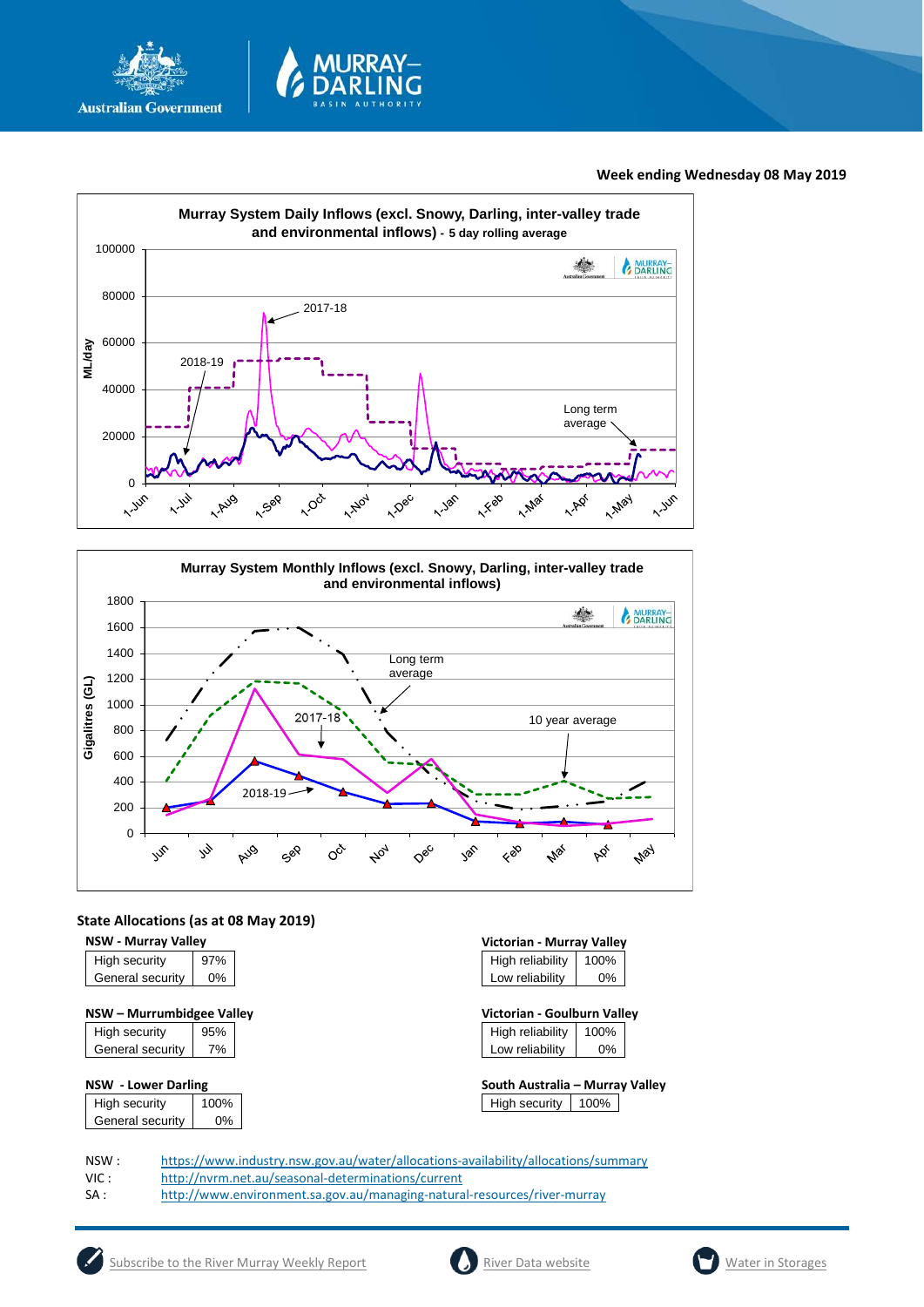**Week ending Wednesday 08 May 2019**

Murray System Daily Inflows (excl. Snowy, Darling, inter-valley trade and environmental inflows) - 5 day rolling average

100000
80000
60000
40000
20000
0
ML/day
2017-18
2018-19
Long term average
1-Jun 1-Jul 1-Aug 1-Sep 1-Oct 1-Nov 1-Dec 1-Jan 1-Feb 1-Mar 1-Apr 1-May 1-Jun

Murray System Monthly Inflows (excl. Snowy, Darling, inter-valley trade and environmental inflows)

1800
1600
1400
1200
1000
800
600
400
200
0
Gigalitres (GL)
Long term average
2017-18
10 year average
2018-19
Jun Jul Aug Sep Oct Nov Dec Jan Feb Mar Apr May

## State Allocations (as at 08 May 2019)

**NSW - Murray Valley**

| | |
|---|---|
| High security | 97% |
| General security | 0% |

**NSW – Murrumbidgee Valley**

| | |
|---|---|
| High security | 95% |
| General security | 7% |

**NSW - Lower Darling**

| | |
|---|---|
| High security | 100% |
| General security | 0% |

**Victorian - Murray Valley**

| | |
|---|---|
| High reliability | 100% |
| Low reliability | 0% |

**Victorian - Goulburn Valley**

| | |
|---|---|
| High reliability | 100% |
| Low reliability | 0% |

**South Australia – Murray Valley**

| | |
|---|---|
| High security | 100% |

NSW : https://www.industry.nsw.gov.au/water/allocations-availability/allocations/summary
VIC : http://nvrm.net.au/seasonal-determinations/current
SA : http://www.environment.sa.gov.au/managing-natural-resources/river-murray

Subscribe to the River Murray Weekly Report    River Data website    Water in Storages